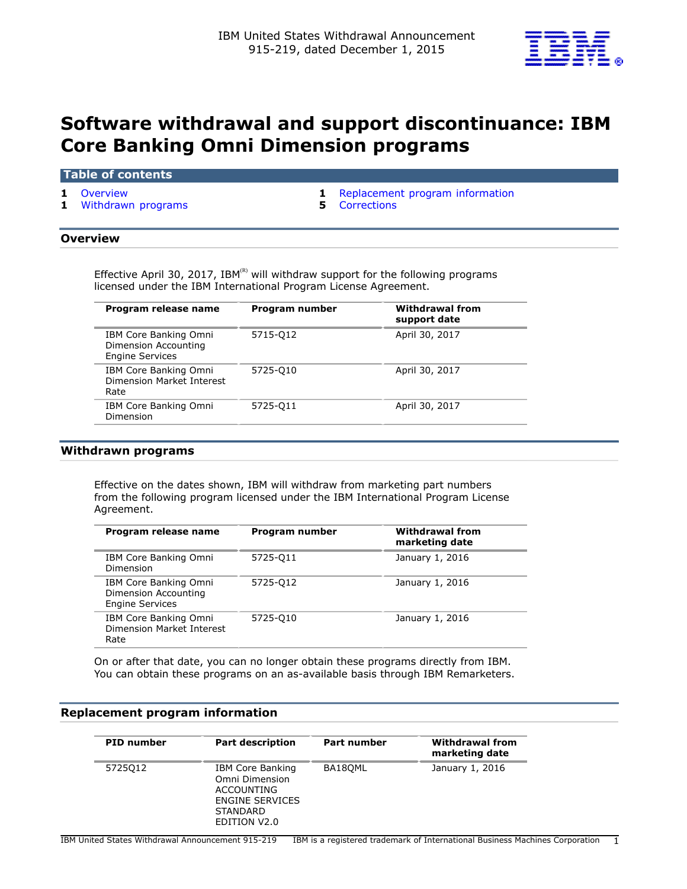IBM United States Withdrawal Announcement
915-219, dated December 1, 2015

# Software withdrawal and support discontinuance: IBM Core Banking Omni Dimension programs

## Table of contents

| | | | |
|---|---|---|---|
| 1 | Overview | 1 | Replacement program information |
| 1 | Withdrawn programs | 5 | Corrections |

## Overview

Effective April 30, 2017, IBM(R) will withdraw support for the following programs licensed under the IBM International Program License Agreement.

| Program release name | Program number | Withdrawal from support date |
|---|---|---|
| IBM Core Banking Omni Dimension Accounting Engine Services | 5715-Q12 | April 30, 2017 |
| IBM Core Banking Omni Dimension Market Interest Rate | 5725-Q10 | April 30, 2017 |
| IBM Core Banking Omni Dimension | 5725-Q11 | April 30, 2017 |

## Withdrawn programs

Effective on the dates shown, IBM will withdraw from marketing part numbers from the following program licensed under the IBM International Program License Agreement.

| Program release name | Program number | Withdrawal from marketing date |
|---|---|---|
| IBM Core Banking Omni Dimension | 5725-Q11 | January 1, 2016 |
| IBM Core Banking Omni Dimension Accounting Engine Services | 5725-Q12 | January 1, 2016 |
| IBM Core Banking Omni Dimension Market Interest Rate | 5725-Q10 | January 1, 2016 |

On or after that date, you can no longer obtain these programs directly from IBM. You can obtain these programs on an as-available basis through IBM Remarketers.

## Replacement program information

| PID number | Part description | Part number | Withdrawal from marketing date |
|---|---|---|---|
| 5725Q12 | IBM Core Banking Omni Dimension ACCOUNTING ENGINE SERVICES STANDARD EDITION V2.0 | BA18QML | January 1, 2016 |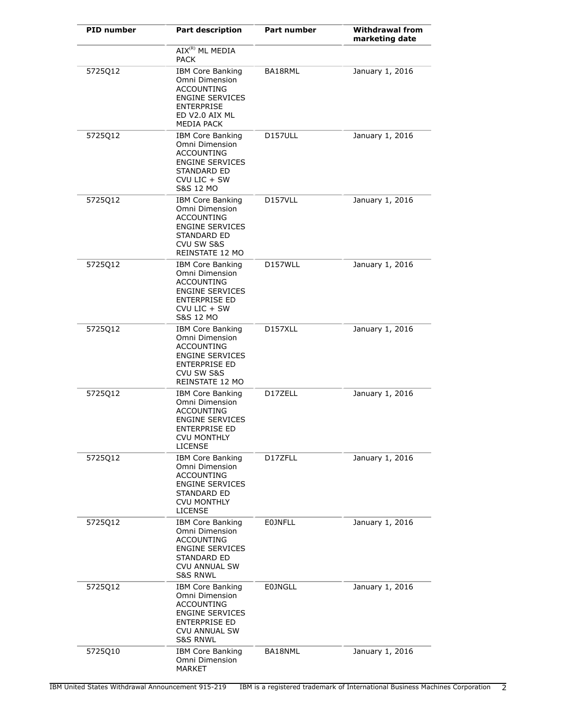| PID number | Part description | Part number | Withdrawal from marketing date |
|---|---|---|---|
| | AIX(R) ML MEDIA PACK | | |
| 5725Q12 | IBM Core Banking Omni Dimension ACCOUNTING ENGINE SERVICES ENTERPRISE ED V2.0 AIX ML MEDIA PACK | BA18RML | January 1, 2016 |
| 5725Q12 | IBM Core Banking Omni Dimension ACCOUNTING ENGINE SERVICES STANDARD ED CVU LIC + SW S&S 12 MO | D157ULL | January 1, 2016 |
| 5725Q12 | IBM Core Banking Omni Dimension ACCOUNTING ENGINE SERVICES STANDARD ED CVU SW S&S REINSTATE 12 MO | D157VLL | January 1, 2016 |
| 5725Q12 | IBM Core Banking Omni Dimension ACCOUNTING ENGINE SERVICES ENTERPRISE ED CVU LIC + SW S&S 12 MO | D157WLL | January 1, 2016 |
| 5725Q12 | IBM Core Banking Omni Dimension ACCOUNTING ENGINE SERVICES ENTERPRISE ED CVU SW S&S REINSTATE 12 MO | D157XLL | January 1, 2016 |
| 5725Q12 | IBM Core Banking Omni Dimension ACCOUNTING ENGINE SERVICES ENTERPRISE ED CVU MONTHLY LICENSE | D17ZELL | January 1, 2016 |
| 5725Q12 | IBM Core Banking Omni Dimension ACCOUNTING ENGINE SERVICES STANDARD ED CVU MONTHLY LICENSE | D17ZFLL | January 1, 2016 |
| 5725Q12 | IBM Core Banking Omni Dimension ACCOUNTING ENGINE SERVICES STANDARD ED CVU ANNUAL SW S&S RNWL | E0JNFLL | January 1, 2016 |
| 5725Q12 | IBM Core Banking Omni Dimension ACCOUNTING ENGINE SERVICES ENTERPRISE ED CVU ANNUAL SW S&S RNWL | E0JNGLL | January 1, 2016 |
| 5725Q10 | IBM Core Banking Omni Dimension MARKET | BA18NML | January 1, 2016 |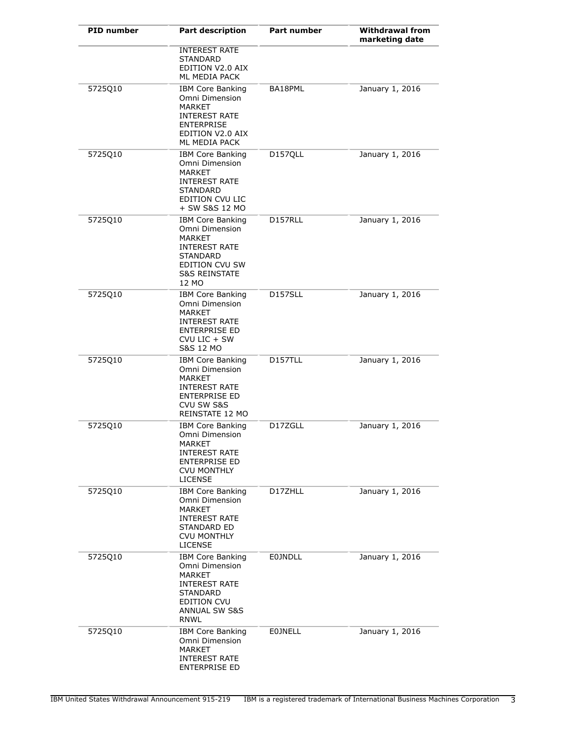| PID number | Part description | Part number | Withdrawal from marketing date |
|---|---|---|---|
| | INTEREST RATE STANDARD EDITION V2.0 AIX ML MEDIA PACK | | |
| 5725Q10 | IBM Core Banking Omni Dimension MARKET INTEREST RATE ENTERPRISE EDITION V2.0 AIX ML MEDIA PACK | BA18PML | January 1, 2016 |
| 5725Q10 | IBM Core Banking Omni Dimension MARKET INTEREST RATE STANDARD EDITION CVU LIC + SW S&S 12 MO | D157QLL | January 1, 2016 |
| 5725Q10 | IBM Core Banking Omni Dimension MARKET INTEREST RATE STANDARD EDITION CVU SW S&S REINSTATE 12 MO | D157RLL | January 1, 2016 |
| 5725Q10 | IBM Core Banking Omni Dimension MARKET INTEREST RATE ENTERPRISE ED CVU LIC + SW S&S 12 MO | D157SLL | January 1, 2016 |
| 5725Q10 | IBM Core Banking Omni Dimension MARKET INTEREST RATE ENTERPRISE ED CVU SW S&S REINSTATE 12 MO | D157TLL | January 1, 2016 |
| 5725Q10 | IBM Core Banking Omni Dimension MARKET INTEREST RATE ENTERPRISE ED CVU MONTHLY LICENSE | D17ZGLL | January 1, 2016 |
| 5725Q10 | IBM Core Banking Omni Dimension MARKET INTEREST RATE STANDARD ED CVU MONTHLY LICENSE | D17ZHLL | January 1, 2016 |
| 5725Q10 | IBM Core Banking Omni Dimension MARKET INTEREST RATE STANDARD EDITION CVU ANNUAL SW S&S RNWL | E0JNDLL | January 1, 2016 |
| 5725Q10 | IBM Core Banking Omni Dimension MARKET INTEREST RATE ENTERPRISE ED | E0JNELL | January 1, 2016 |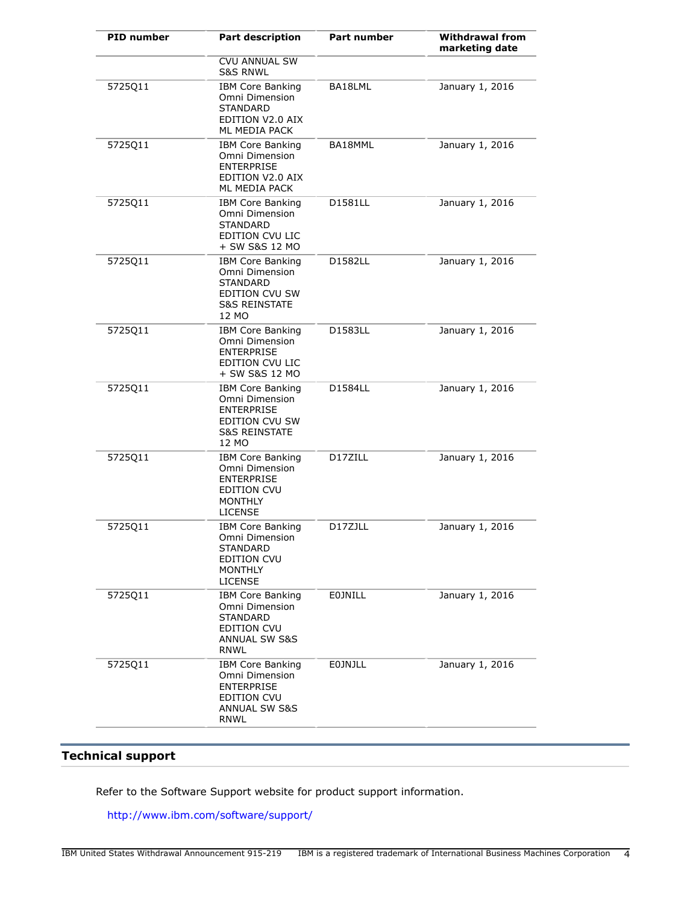| PID number | Part description | Part number | Withdrawal from marketing date |
|---|---|---|---|
| | CVU ANNUAL SW S&S RNWL | | |
| 5725Q11 | IBM Core Banking Omni Dimension STANDARD EDITION V2.0 AIX ML MEDIA PACK | BA18LML | January 1, 2016 |
| 5725Q11 | IBM Core Banking Omni Dimension ENTERPRISE EDITION V2.0 AIX ML MEDIA PACK | BA18MML | January 1, 2016 |
| 5725Q11 | IBM Core Banking Omni Dimension STANDARD EDITION CVU LIC + SW S&S 12 MO | D1581LL | January 1, 2016 |
| 5725Q11 | IBM Core Banking Omni Dimension STANDARD EDITION CVU SW S&S REINSTATE 12 MO | D1582LL | January 1, 2016 |
| 5725Q11 | IBM Core Banking Omni Dimension ENTERPRISE EDITION CVU LIC + SW S&S 12 MO | D1583LL | January 1, 2016 |
| 5725Q11 | IBM Core Banking Omni Dimension ENTERPRISE EDITION CVU SW S&S REINSTATE 12 MO | D1584LL | January 1, 2016 |
| 5725Q11 | IBM Core Banking Omni Dimension ENTERPRISE EDITION CVU MONTHLY LICENSE | D17ZILL | January 1, 2016 |
| 5725Q11 | IBM Core Banking Omni Dimension STANDARD EDITION CVU MONTHLY LICENSE | D17ZJLL | January 1, 2016 |
| 5725Q11 | IBM Core Banking Omni Dimension STANDARD EDITION CVU ANNUAL SW S&S RNWL | E0JNILL | January 1, 2016 |
| 5725Q11 | IBM Core Banking Omni Dimension ENTERPRISE EDITION CVU ANNUAL SW S&S RNWL | E0JNJLL | January 1, 2016 |

## Technical support

Refer to the Software Support website for product support information.

http://www.ibm.com/software/support/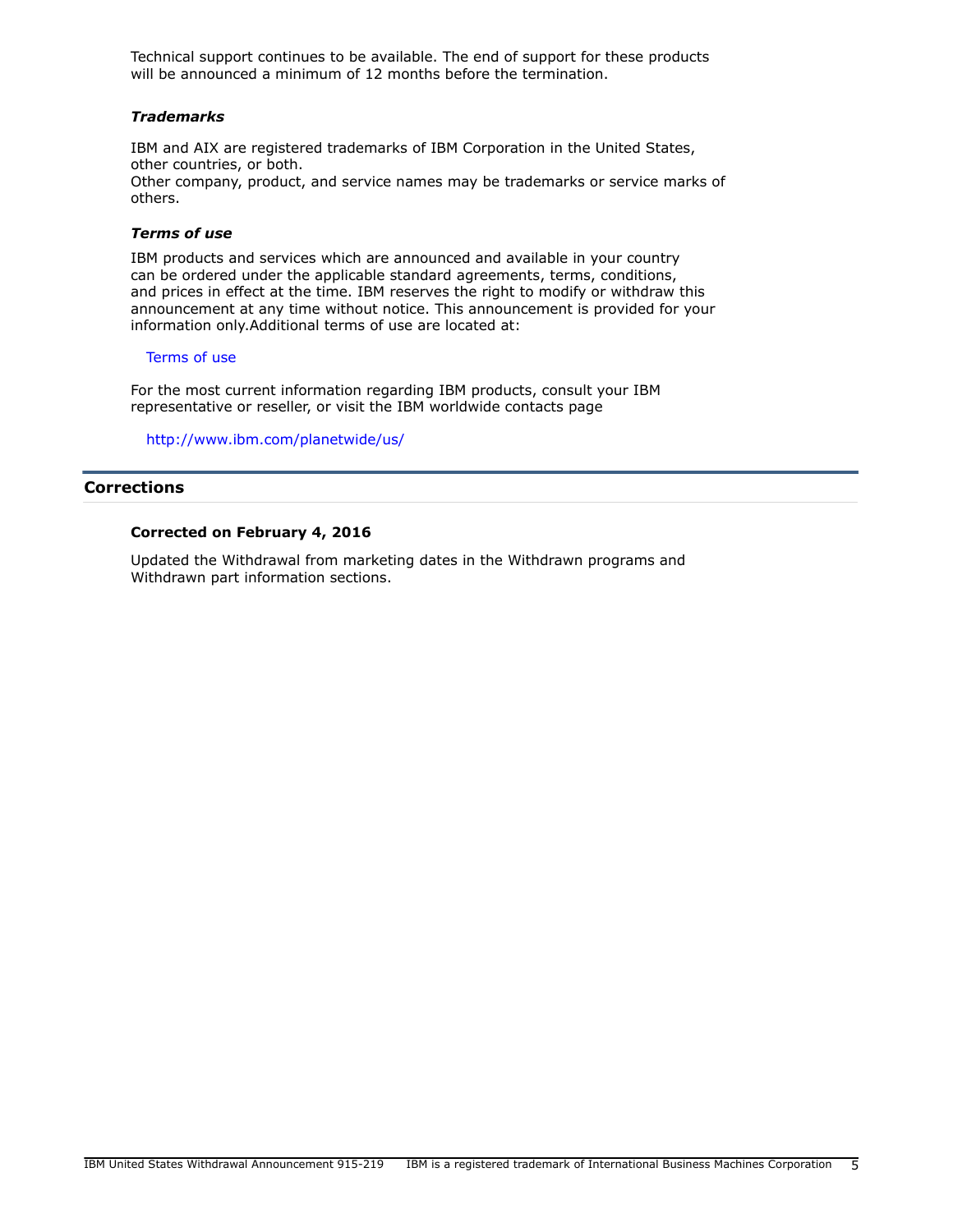Technical support continues to be available. The end of support for these products will be announced a minimum of 12 months before the termination.

### *Trademarks*

IBM and AIX are registered trademarks of IBM Corporation in the United States, other countries, or both.
Other company, product, and service names may be trademarks or service marks of others.

### *Terms of use*

IBM products and services which are announced and available in your country can be ordered under the applicable standard agreements, terms, conditions, and prices in effect at the time. IBM reserves the right to modify or withdraw this announcement at any time without notice. This announcement is provided for your information only.Additional terms of use are located at:

Terms of use

For the most current information regarding IBM products, consult your IBM representative or reseller, or visit the IBM worldwide contacts page

http://www.ibm.com/planetwide/us/

## Corrections

### Corrected on February 4, 2016

Updated the Withdrawal from marketing dates in the Withdrawn programs and Withdrawn part information sections.